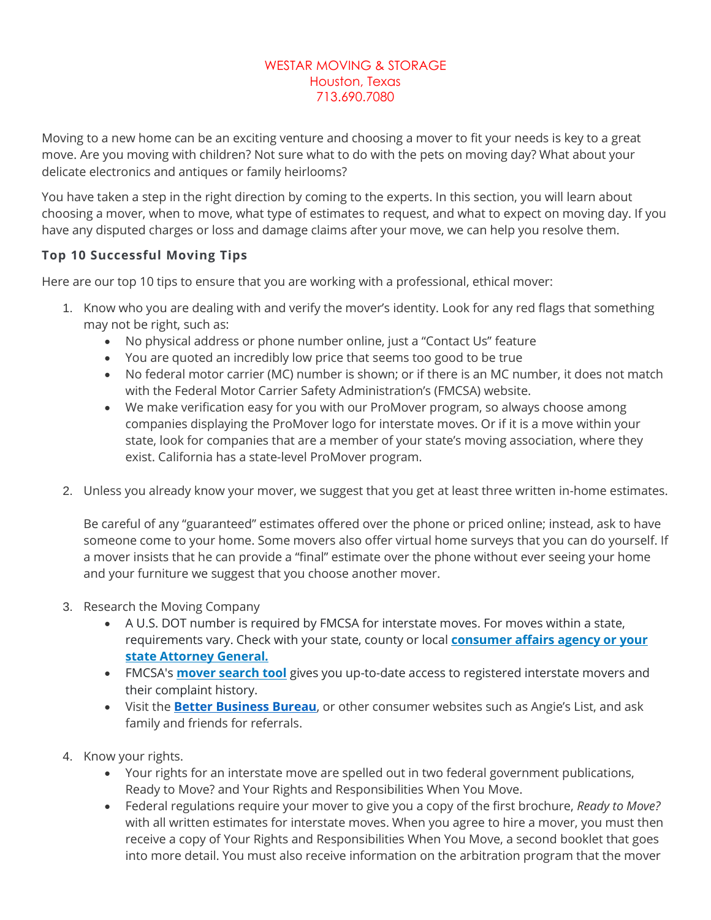WESTAR MOVING & STORAGE
Houston, Texas
713.690.7080

Moving to a new home can be an exciting venture and choosing a mover to fit your needs is key to a great move. Are you moving with children? Not sure what to do with the pets on moving day? What about your delicate electronics and antiques or family heirlooms?

You have taken a step in the right direction by coming to the experts. In this section, you will learn about choosing a mover, when to move, what type of estimates to request, and what to expect on moving day. If you have any disputed charges or loss and damage claims after your move, we can help you resolve them.

### Top 10 Successful Moving Tips

Here are our top 10 tips to ensure that you are working with a professional, ethical mover:

1. Know who you are dealing with and verify the mover's identity. Look for any red flags that something may not be right, such as:
   - No physical address or phone number online, just a "Contact Us" feature
   - You are quoted an incredibly low price that seems too good to be true
   - No federal motor carrier (MC) number is shown; or if there is an MC number, it does not match with the Federal Motor Carrier Safety Administration's (FMCSA) website.
   - We make verification easy for you with our ProMover program, so always choose among companies displaying the ProMover logo for interstate moves. Or if it is a move within your state, look for companies that are a member of your state's moving association, where they exist. California has a state-level ProMover program.

2. Unless you already know your mover, we suggest that you get at least three written in-home estimates.

   Be careful of any "guaranteed" estimates offered over the phone or priced online; instead, ask to have someone come to your home. Some movers also offer virtual home surveys that you can do yourself. If a mover insists that he can provide a "final" estimate over the phone without ever seeing your home and your furniture we suggest that you choose another mover.

3. Research the Moving Company
   - A U.S. DOT number is required by FMCSA for interstate moves. For moves within a state, requirements vary. Check with your state, county or local **consumer affairs agency or your state Attorney General.**
   - FMCSA's **mover search tool** gives you up-to-date access to registered interstate movers and their complaint history.
   - Visit the **Better Business Bureau**, or other consumer websites such as Angie's List, and ask family and friends for referrals.

4. Know your rights.
   - Your rights for an interstate move are spelled out in two federal government publications, Ready to Move? and Your Rights and Responsibilities When You Move.
   - Federal regulations require your mover to give you a copy of the first brochure, *Ready to Move?* with all written estimates for interstate moves. When you agree to hire a mover, you must then receive a copy of Your Rights and Responsibilities When You Move, a second booklet that goes into more detail. You must also receive information on the arbitration program that the mover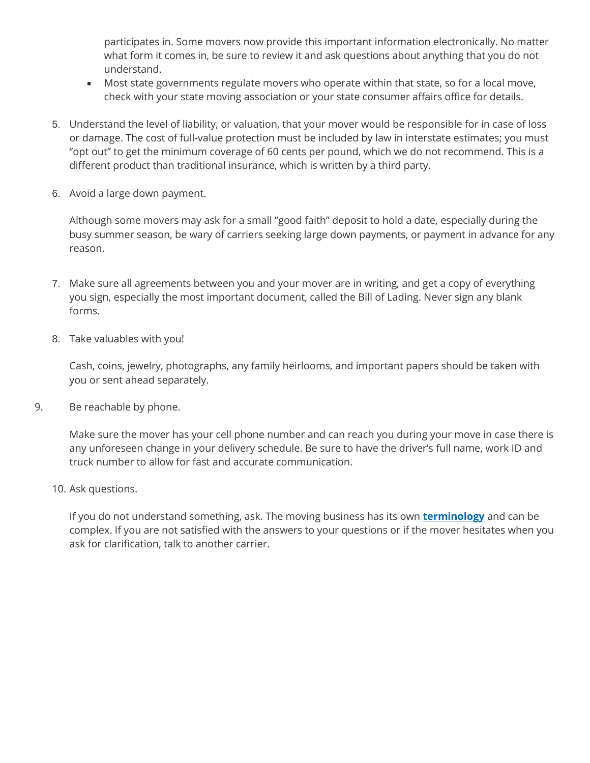participates in. Some movers now provide this important information electronically. No matter what form it comes in, be sure to review it and ask questions about anything that you do not understand.
- Most state governments regulate movers who operate within that state, so for a local move, check with your state moving association or your state consumer affairs office for details.

5. Understand the level of liability, or valuation, that your mover would be responsible for in case of loss or damage. The cost of full-value protection must be included by law in interstate estimates; you must "opt out" to get the minimum coverage of 60 cents per pound, which we do not recommend. This is a different product than traditional insurance, which is written by a third party.

6. Avoid a large down payment.

   Although some movers may ask for a small "good faith" deposit to hold a date, especially during the busy summer season, be wary of carriers seeking large down payments, or payment in advance for any reason.

7. Make sure all agreements between you and your mover are in writing, and get a copy of everything you sign, especially the most important document, called the Bill of Lading. Never sign any blank forms.

8. Take valuables with you!

   Cash, coins, jewelry, photographs, any family heirlooms, and important papers should be taken with you or sent ahead separately.

9. Be reachable by phone.

   Make sure the mover has your cell phone number and can reach you during your move in case there is any unforeseen change in your delivery schedule. Be sure to have the driver's full name, work ID and truck number to allow for fast and accurate communication.

10. Ask questions.

    If you do not understand something, ask. The moving business has its own **terminology** and can be complex. If you are not satisfied with the answers to your questions or if the mover hesitates when you ask for clarification, talk to another carrier.